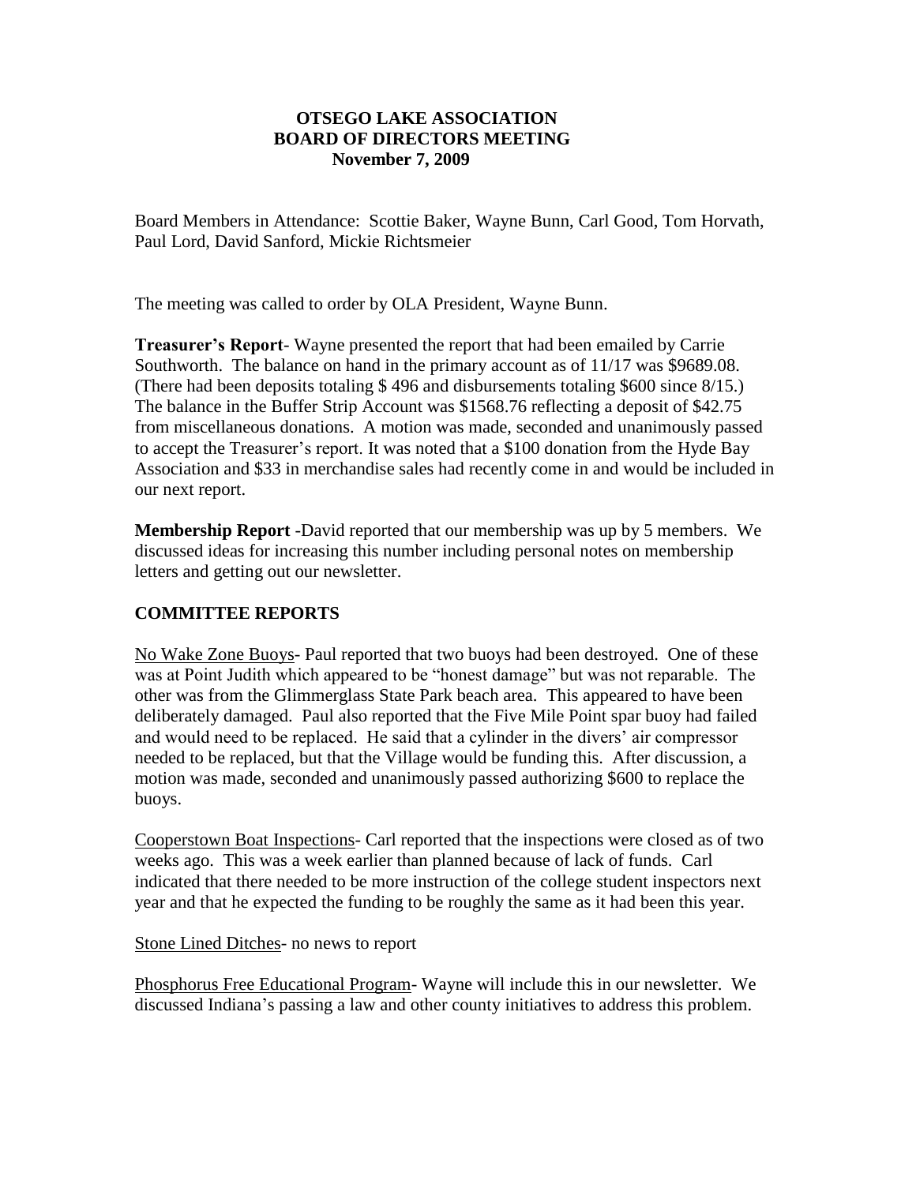**OTSEGO LAKE ASSOCIATION**
**BOARD OF DIRECTORS MEETING**
**November 7, 2009**

Board Members in Attendance: Scottie Baker, Wayne Bunn, Carl Good, Tom Horvath, Paul Lord, David Sanford, Mickie Richtsmeier

The meeting was called to order by OLA President, Wayne Bunn.

**Treasurer's Report**- Wayne presented the report that had been emailed by Carrie Southworth. The balance on hand in the primary account as of 11/17 was $9689.08. (There had been deposits totaling $ 496 and disbursements totaling $600 since 8/15.) The balance in the Buffer Strip Account was $1568.76 reflecting a deposit of $42.75 from miscellaneous donations. A motion was made, seconded and unanimously passed to accept the Treasurer's report. It was noted that a $100 donation from the Hyde Bay Association and $33 in merchandise sales had recently come in and would be included in our next report.

**Membership Report** -David reported that our membership was up by 5 members. We discussed ideas for increasing this number including personal notes on membership letters and getting out our newsletter.

## COMMITTEE REPORTS

<u>No Wake Zone Buoys</u>- Paul reported that two buoys had been destroyed. One of these was at Point Judith which appeared to be "honest damage" but was not reparable. The other was from the Glimmerglass State Park beach area. This appeared to have been deliberately damaged. Paul also reported that the Five Mile Point spar buoy had failed and would need to be replaced. He said that a cylinder in the divers' air compressor needed to be replaced, but that the Village would be funding this. After discussion, a motion was made, seconded and unanimously passed authorizing $600 to replace the buoys.

<u>Cooperstown Boat Inspections</u>- Carl reported that the inspections were closed as of two weeks ago. This was a week earlier than planned because of lack of funds. Carl indicated that there needed to be more instruction of the college student inspectors next year and that he expected the funding to be roughly the same as it had been this year.

<u>Stone Lined Ditches</u>- no news to report

<u>Phosphorus Free Educational Program</u>- Wayne will include this in our newsletter. We discussed Indiana's passing a law and other county initiatives to address this problem.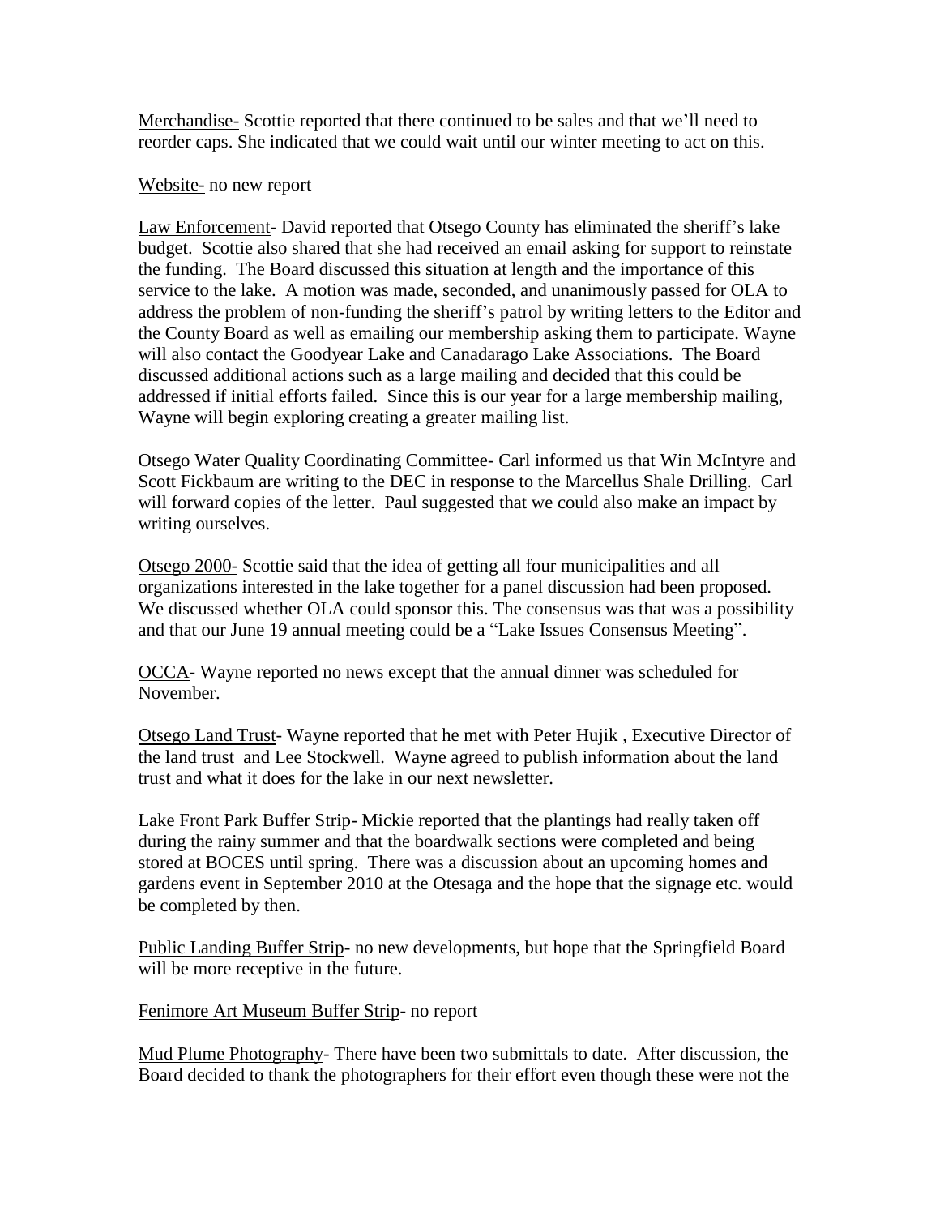Merchandise- Scottie reported that there continued to be sales and that we'll need to reorder caps. She indicated that we could wait until our winter meeting to act on this.

Website- no new report

Law Enforcement- David reported that Otsego County has eliminated the sheriff's lake budget. Scottie also shared that she had received an email asking for support to reinstate the funding. The Board discussed this situation at length and the importance of this service to the lake. A motion was made, seconded, and unanimously passed for OLA to address the problem of non-funding the sheriff's patrol by writing letters to the Editor and the County Board as well as emailing our membership asking them to participate. Wayne will also contact the Goodyear Lake and Canadarago Lake Associations. The Board discussed additional actions such as a large mailing and decided that this could be addressed if initial efforts failed. Since this is our year for a large membership mailing, Wayne will begin exploring creating a greater mailing list.

Otsego Water Quality Coordinating Committee- Carl informed us that Win McIntyre and Scott Fickbaum are writing to the DEC in response to the Marcellus Shale Drilling. Carl will forward copies of the letter. Paul suggested that we could also make an impact by writing ourselves.

Otsego 2000- Scottie said that the idea of getting all four municipalities and all organizations interested in the lake together for a panel discussion had been proposed. We discussed whether OLA could sponsor this. The consensus was that was a possibility and that our June 19 annual meeting could be a "Lake Issues Consensus Meeting".

OCCA- Wayne reported no news except that the annual dinner was scheduled for November.

Otsego Land Trust- Wayne reported that he met with Peter Hujik , Executive Director of the land trust and Lee Stockwell. Wayne agreed to publish information about the land trust and what it does for the lake in our next newsletter.

Lake Front Park Buffer Strip- Mickie reported that the plantings had really taken off during the rainy summer and that the boardwalk sections were completed and being stored at BOCES until spring. There was a discussion about an upcoming homes and gardens event in September 2010 at the Otesaga and the hope that the signage etc. would be completed by then.

Public Landing Buffer Strip- no new developments, but hope that the Springfield Board will be more receptive in the future.

Fenimore Art Museum Buffer Strip- no report

Mud Plume Photography- There have been two submittals to date. After discussion, the Board decided to thank the photographers for their effort even though these were not the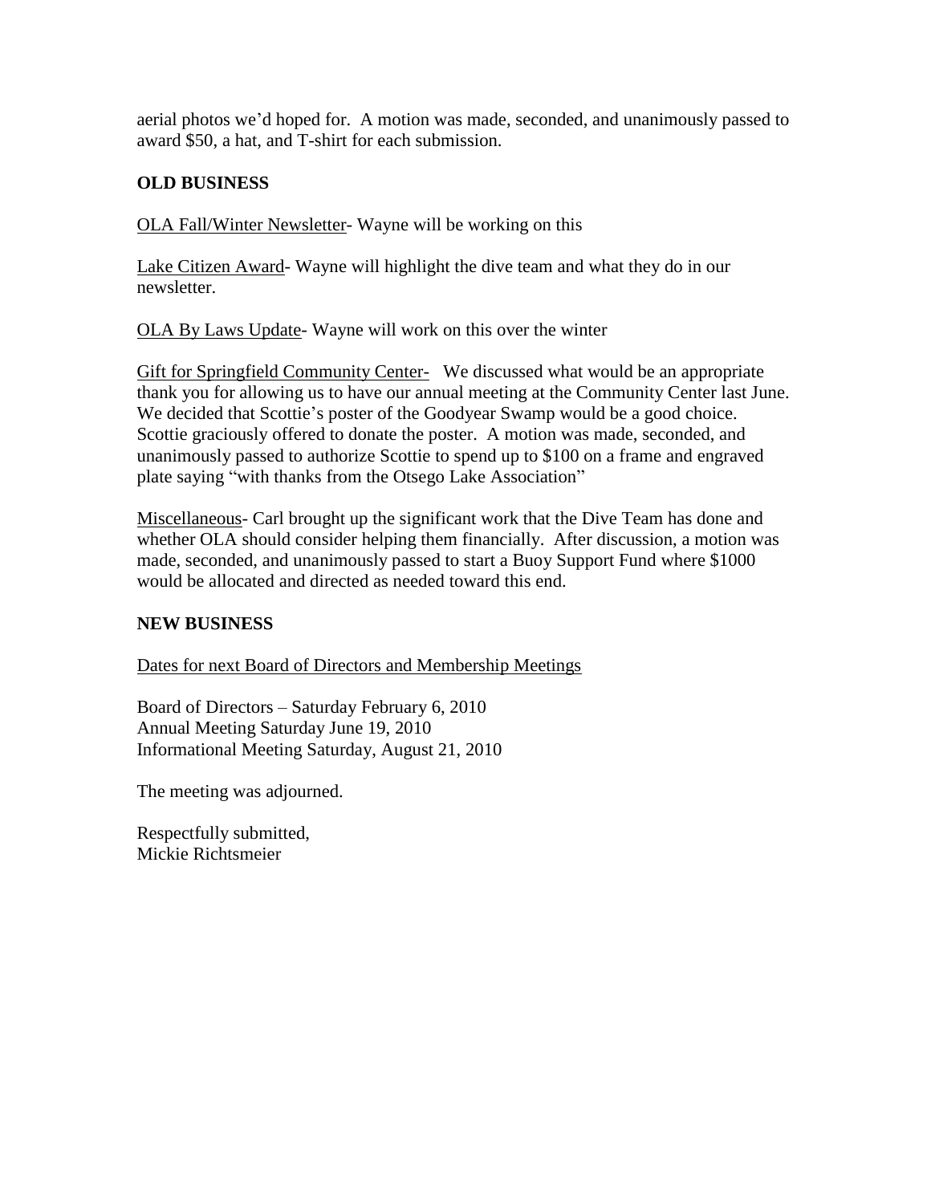aerial photos we'd hoped for. A motion was made, seconded, and unanimously passed to award $50, a hat, and T-shirt for each submission.

**OLD BUSINESS**

OLA Fall/Winter Newsletter- Wayne will be working on this

Lake Citizen Award- Wayne will highlight the dive team and what they do in our newsletter.

OLA By Laws Update- Wayne will work on this over the winter

Gift for Springfield Community Center- We discussed what would be an appropriate thank you for allowing us to have our annual meeting at the Community Center last June. We decided that Scottie's poster of the Goodyear Swamp would be a good choice. Scottie graciously offered to donate the poster. A motion was made, seconded, and unanimously passed to authorize Scottie to spend up to $100 on a frame and engraved plate saying "with thanks from the Otsego Lake Association"

Miscellaneous- Carl brought up the significant work that the Dive Team has done and whether OLA should consider helping them financially. After discussion, a motion was made, seconded, and unanimously passed to start a Buoy Support Fund where $1000 would be allocated and directed as needed toward this end.

**NEW BUSINESS**

Dates for next Board of Directors and Membership Meetings

Board of Directors – Saturday February 6, 2010
Annual Meeting Saturday June 19, 2010
Informational Meeting Saturday, August 21, 2010

The meeting was adjourned.

Respectfully submitted,
Mickie Richtsmeier